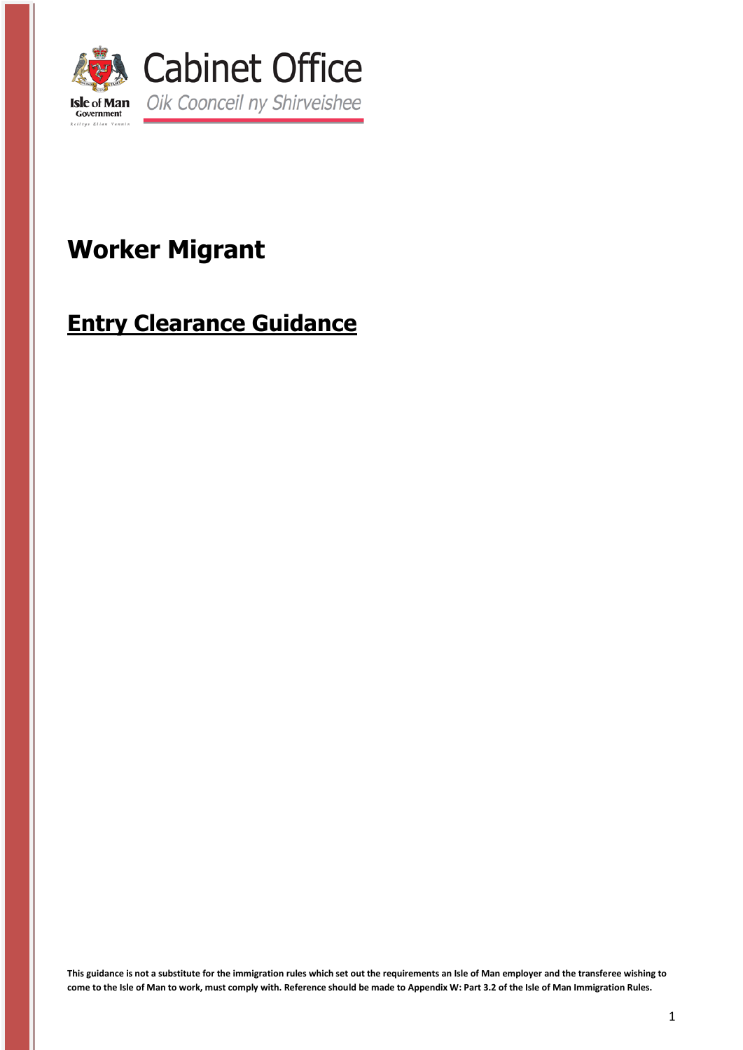Cabinet Office

Oik Cooneil ny Shirveishee

# Worker Migrant

## Entry Clearance Guidance

**This guidance is not a substitute for the immigration rules which set out the requirements an Isle of Man employer and the transferee wishing to come to the Isle of Man to work, must comply with. Reference should be made to Appendix W: Part 3.2 of the Isle of Man Immigration Rules.**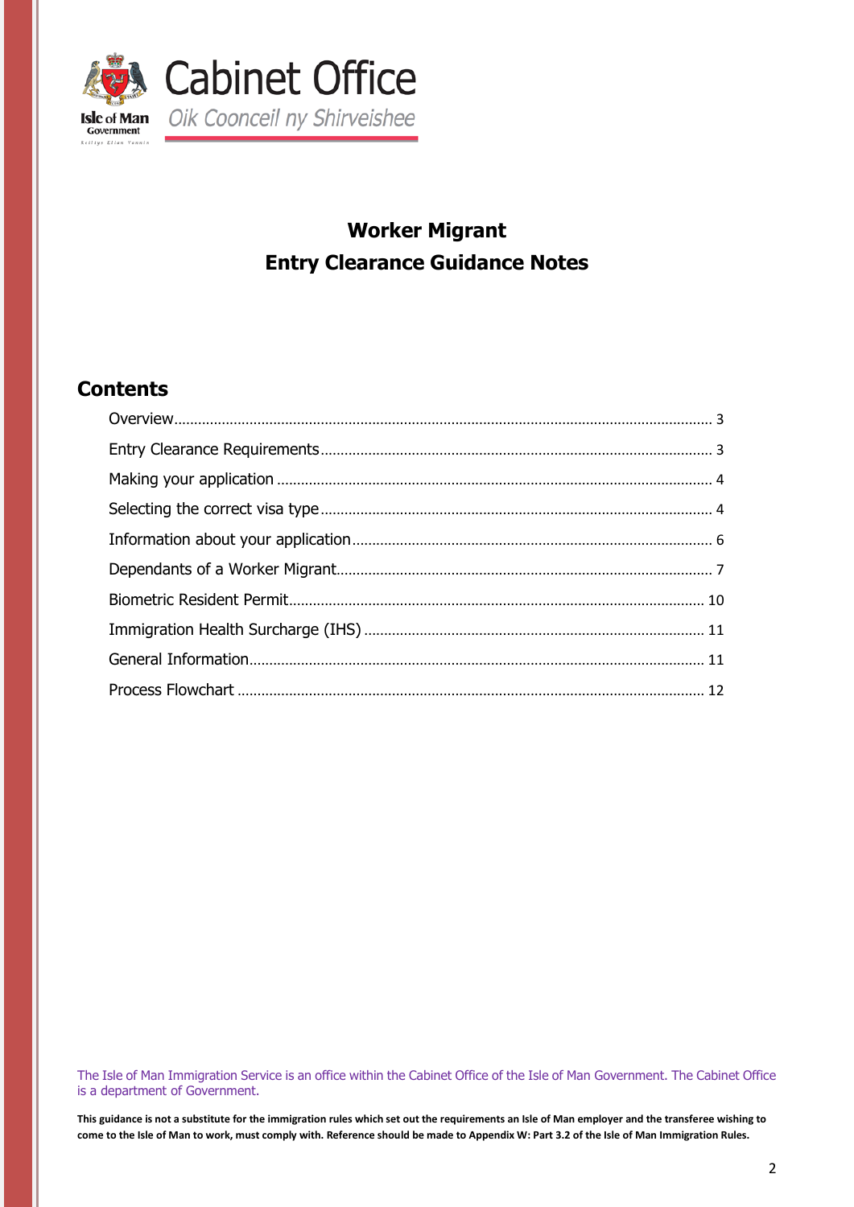Cabinet Office

Oik Coonceil ny Shirveishee

# Worker Migrant
# Entry Clearance Guidance Notes

## Contents

- Overview ..... 3
- Entry Clearance Requirements ..... 3
- Making your application ..... 4
- Selecting the correct visa type ..... 4
- Information about your application ..... 6
- Dependants of a Worker Migrant ..... 7
- Biometric Resident Permit ..... 10
- Immigration Health Surcharge (IHS) ..... 11
- General Information ..... 11
- Process Flowchart ..... 12

The Isle of Man Immigration Service is an office within the Cabinet Office of the Isle of Man Government. The Cabinet Office is a department of Government.

**This guidance is not a substitute for the immigration rules which set out the requirements an Isle of Man employer and the transferee wishing to come to the Isle of Man to work, must comply with. Reference should be made to Appendix W: Part 3.2 of the Isle of Man Immigration Rules.**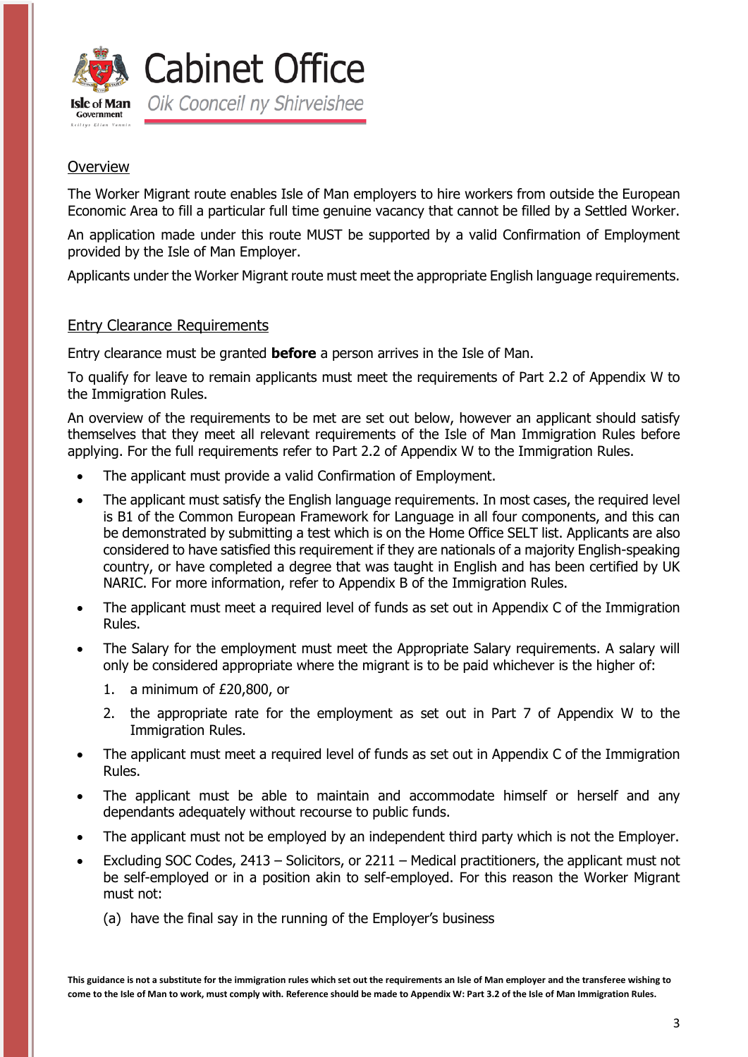## Overview

The Worker Migrant route enables Isle of Man employers to hire workers from outside the European Economic Area to fill a particular full time genuine vacancy that cannot be filled by a Settled Worker.

An application made under this route MUST be supported by a valid Confirmation of Employment provided by the Isle of Man Employer.

Applicants under the Worker Migrant route must meet the appropriate English language requirements.

## Entry Clearance Requirements

Entry clearance must be granted **before** a person arrives in the Isle of Man.

To qualify for leave to remain applicants must meet the requirements of Part 2.2 of Appendix W to the Immigration Rules.

An overview of the requirements to be met are set out below, however an applicant should satisfy themselves that they meet all relevant requirements of the Isle of Man Immigration Rules before applying. For the full requirements refer to Part 2.2 of Appendix W to the Immigration Rules.

- The applicant must provide a valid Confirmation of Employment.
- The applicant must satisfy the English language requirements. In most cases, the required level is B1 of the Common European Framework for Language in all four components, and this can be demonstrated by submitting a test which is on the Home Office SELT list. Applicants are also considered to have satisfied this requirement if they are nationals of a majority English-speaking country, or have completed a degree that was taught in English and has been certified by UK NARIC. For more information, refer to Appendix B of the Immigration Rules.
- The applicant must meet a required level of funds as set out in Appendix C of the Immigration Rules.
- The Salary for the employment must meet the Appropriate Salary requirements. A salary will only be considered appropriate where the migrant is to be paid whichever is the higher of:
  1. a minimum of £20,800, or
  2. the appropriate rate for the employment as set out in Part 7 of Appendix W to the Immigration Rules.
- The applicant must meet a required level of funds as set out in Appendix C of the Immigration Rules.
- The applicant must be able to maintain and accommodate himself or herself and any dependants adequately without recourse to public funds.
- The applicant must not be employed by an independent third party which is not the Employer.
- Excluding SOC Codes, 2413 – Solicitors, or 2211 – Medical practitioners, the applicant must not be self-employed or in a position akin to self-employed. For this reason the Worker Migrant must not:

  (a) have the final say in the running of the Employer's business

**This guidance is not a substitute for the immigration rules which set out the requirements an Isle of Man employer and the transferee wishing to come to the Isle of Man to work, must comply with. Reference should be made to Appendix W: Part 3.2 of the Isle of Man Immigration Rules.**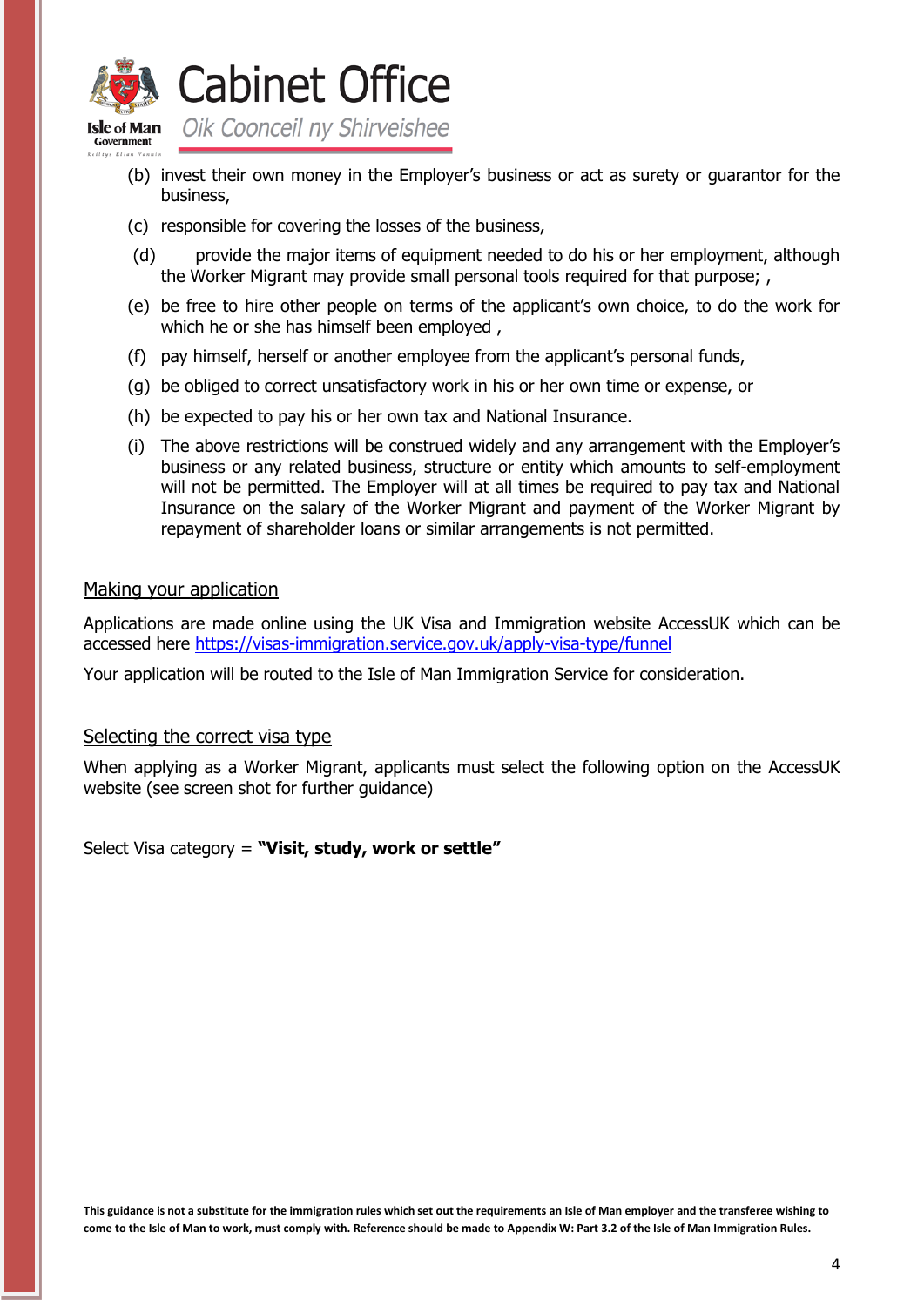(b) invest their own money in the Employer's business or act as surety or guarantor for the business,

(c) responsible for covering the losses of the business,

(d) provide the major items of equipment needed to do his or her employment, although the Worker Migrant may provide small personal tools required for that purpose; ,

(e) be free to hire other people on terms of the applicant's own choice, to do the work for which he or she has himself been employed ,

(f) pay himself, herself or another employee from the applicant's personal funds,

(g) be obliged to correct unsatisfactory work in his or her own time or expense, or

(h) be expected to pay his or her own tax and National Insurance.

(i) The above restrictions will be construed widely and any arrangement with the Employer's business or any related business, structure or entity which amounts to self-employment will not be permitted. The Employer will at all times be required to pay tax and National Insurance on the salary of the Worker Migrant and payment of the Worker Migrant by repayment of shareholder loans or similar arrangements is not permitted.

## Making your application

Applications are made online using the UK Visa and Immigration website AccessUK which can be accessed here https://visas-immigration.service.gov.uk/apply-visa-type/funnel

Your application will be routed to the Isle of Man Immigration Service for consideration.

## Selecting the correct visa type

When applying as a Worker Migrant, applicants must select the following option on the AccessUK website (see screen shot for further guidance)

Select Visa category = **"Visit, study, work or settle"**

**This guidance is not a substitute for the immigration rules which set out the requirements an Isle of Man employer and the transferee wishing to come to the Isle of Man to work, must comply with. Reference should be made to Appendix W: Part 3.2 of the Isle of Man Immigration Rules.**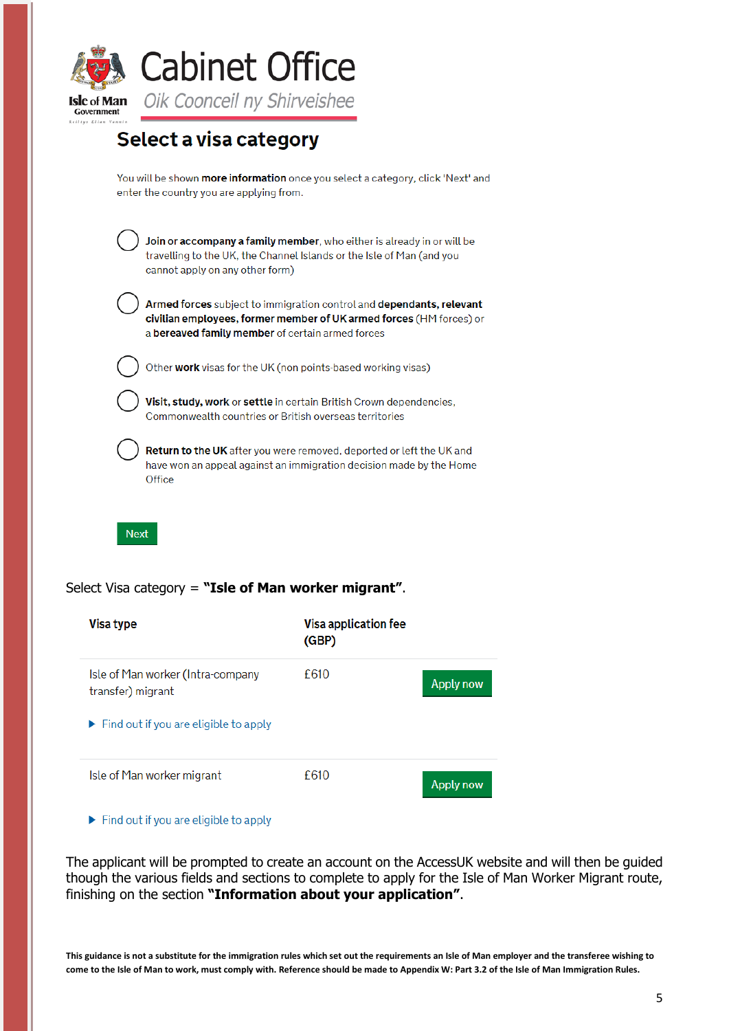Cabinet Office

Oik Coonceil ny Shirveishee

## Select a visa category

You will be shown **more information** once you select a category, click 'Next' and enter the country you are applying from.

- ◯ **Join or accompany a family member**, who either is already in or will be travelling to the UK, the Channel Islands or the Isle of Man (and you cannot apply on any other form)
- ◯ **Armed forces** subject to immigration control and **dependants, relevant civilian employees, former member of UK armed forces** (HM forces) or a **bereaved family member** of certain armed forces
- ◯ Other **work** visas for the UK (non points-based working visas)
- ◯ **Visit, study, work** or **settle** in certain British Crown dependencies, Commonwealth countries or British overseas territories
- ◯ **Return to the UK** after you were removed, deported or left the UK and have won an appeal against an immigration decision made by the Home Office

Next

Select Visa category = **"Isle of Man worker migrant"**.

| Visa type | Visa application fee (GBP) | |
|---|---|---|
| Isle of Man worker (Intra-company transfer) migrant<br>▶ Find out if you are eligible to apply | £610 | Apply now |
| Isle of Man worker migrant<br>▶ Find out if you are eligible to apply | £610 | Apply now |

The applicant will be prompted to create an account on the AccessUK website and will then be guided though the various fields and sections to complete to apply for the Isle of Man Worker Migrant route, finishing on the section **"Information about your application"**.

**This guidance is not a substitute for the immigration rules which set out the requirements an Isle of Man employer and the transferee wishing to come to the Isle of Man to work, must comply with. Reference should be made to Appendix W: Part 3.2 of the Isle of Man Immigration Rules.**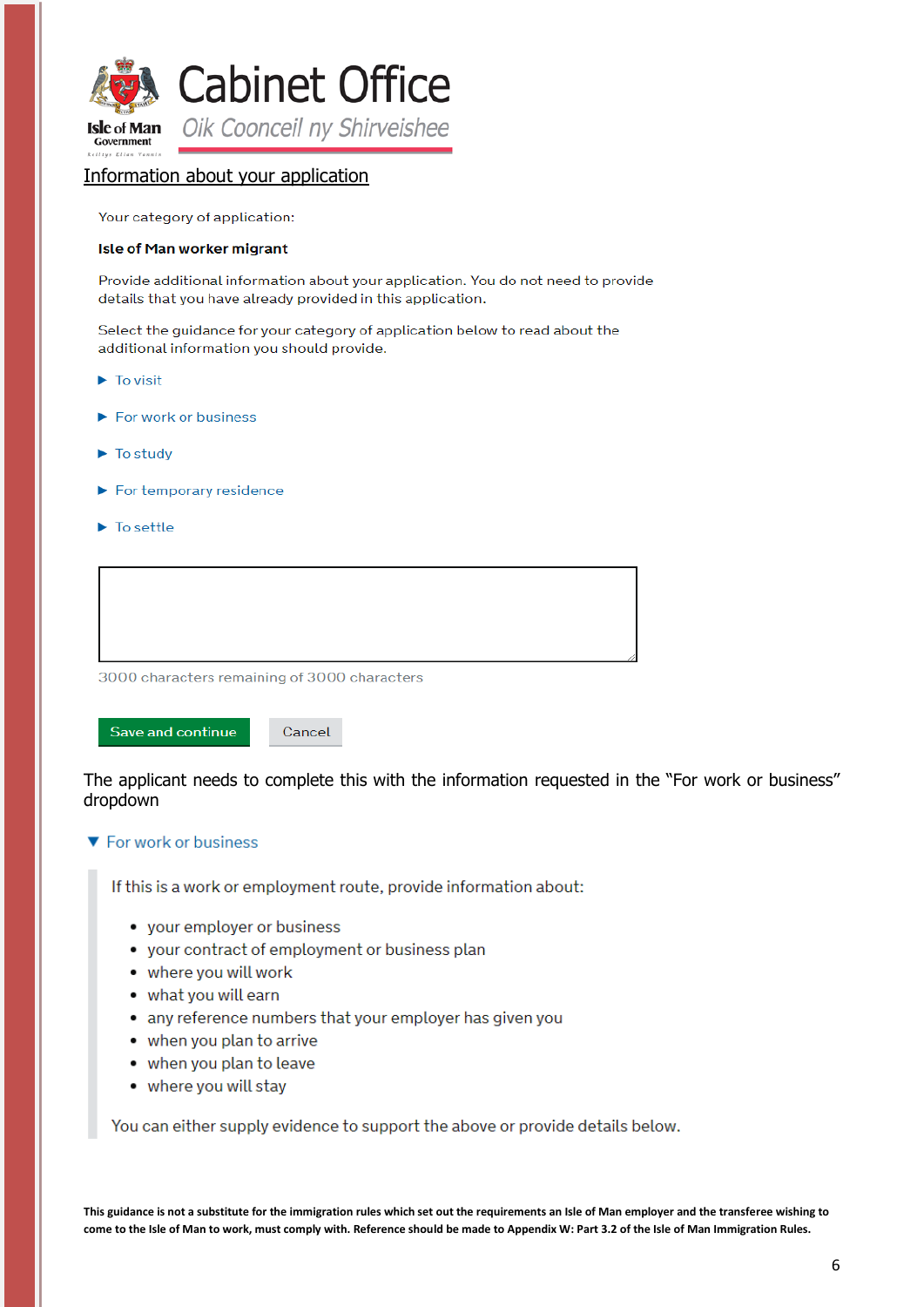Cabinet Office

Oik Coonceil ny Shirveishee

## Information about your application

Your category of application:

**Isle of Man worker migrant**

Provide additional information about your application. You do not need to provide details that you have already provided in this application.

Select the guidance for your category of application below to read about the additional information you should provide.

- ▶ To visit
- ▶ For work or business
- ▶ To study
- ▶ For temporary residence
- ▶ To settle

3000 characters remaining of 3000 characters

Save and continue | Cancel

The applicant needs to complete this with the information requested in the "For work or business" dropdown

▼ For work or business

If this is a work or employment route, provide information about:

- your employer or business
- your contract of employment or business plan
- where you will work
- what you will earn
- any reference numbers that your employer has given you
- when you plan to arrive
- when you plan to leave
- where you will stay

You can either supply evidence to support the above or provide details below.

**This guidance is not a substitute for the immigration rules which set out the requirements an Isle of Man employer and the transferee wishing to come to the Isle of Man to work, must comply with. Reference should be made to Appendix W: Part 3.2 of the Isle of Man Immigration Rules.**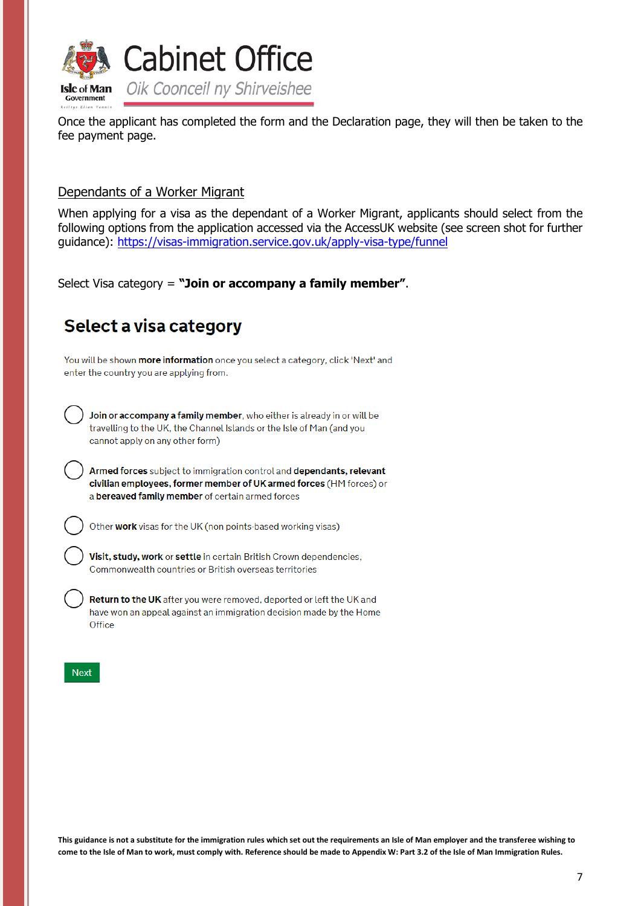Once the applicant has completed the form and the Declaration page, they will then be taken to the fee payment page.

## Dependants of a Worker Migrant

When applying for a visa as the dependant of a Worker Migrant, applicants should select from the following options from the application accessed via the AccessUK website (see screen shot for further guidance): https://visas-immigration.service.gov.uk/apply-visa-type/funnel

Select Visa category = **"Join or accompany a family member"**.

### Select a visa category

You will be shown **more information** once you select a category, click 'Next' and enter the country you are applying from.

- ◯ **Join or accompany a family member**, who either is already in or will be travelling to the UK, the Channel Islands or the Isle of Man (and you cannot apply on any other form)
- ◯ **Armed forces** subject to immigration control and **dependants, relevant civilian employees, former member of UK armed forces** (HM forces) or a **bereaved family member** of certain armed forces
- ◯ Other **work** visas for the UK (non points-based working visas)
- ◯ **Visit, study, work** or **settle** in certain British Crown dependencies, Commonwealth countries or British overseas territories
- ◯ **Return to the UK** after you were removed, deported or left the UK and have won an appeal against an immigration decision made by the Home Office

Next

**This guidance is not a substitute for the immigration rules which set out the requirements an Isle of Man employer and the transferee wishing to come to the Isle of Man to work, must comply with. Reference should be made to Appendix W: Part 3.2 of the Isle of Man Immigration Rules.**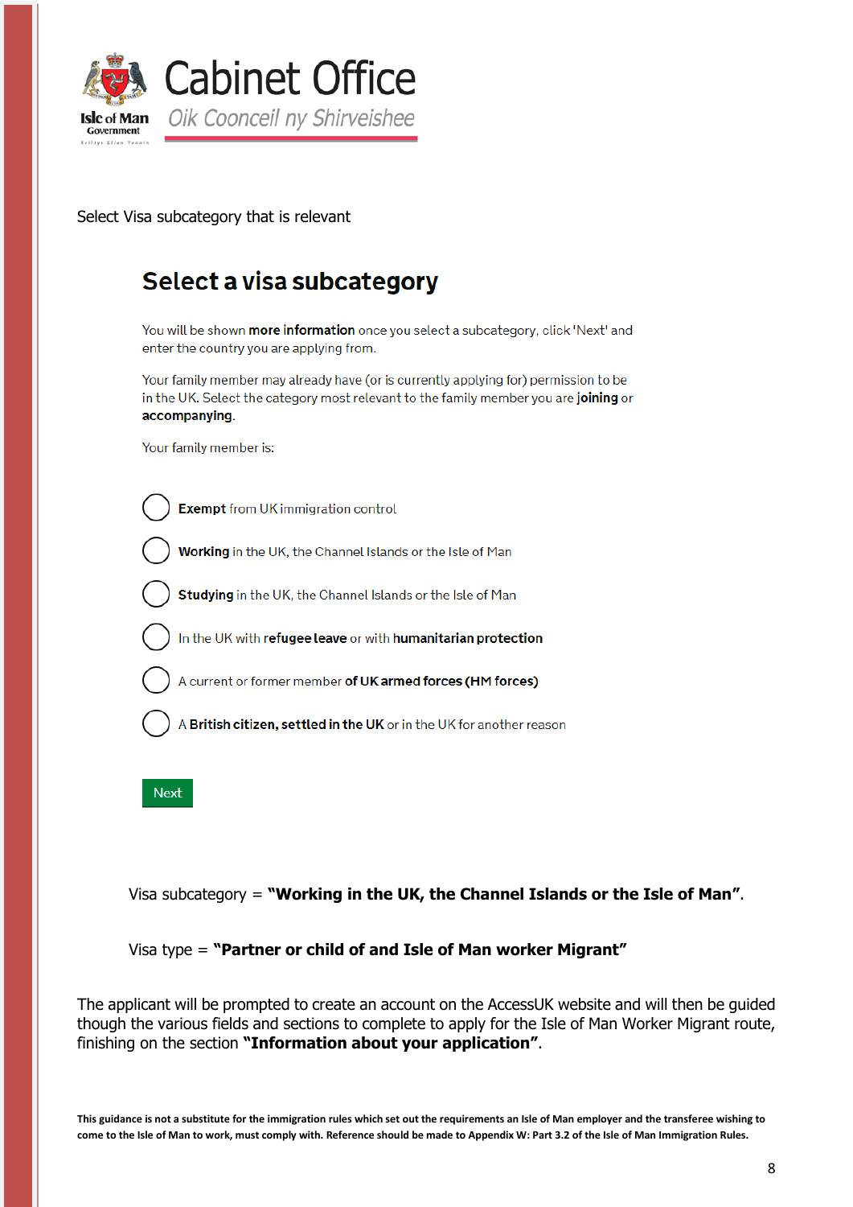Select Visa subcategory that is relevant

## Select a visa subcategory

You will be shown **more information** once you select a subcategory, click 'Next' and enter the country you are applying from.

Your family member may already have (or is currently applying for) permission to be in the UK. Select the category most relevant to the family member you are **joining** or **accompanying**.

Your family member is:

- **Exempt** from UK immigration control
- **Working** in the UK, the Channel Islands or the Isle of Man
- **Studying** in the UK, the Channel Islands or the Isle of Man
- In the UK with **refugee leave** or with **humanitarian protection**
- A current or former member **of UK armed forces (HM forces)**
- A **British citizen, settled in the UK** or in the UK for another reason

Next

Visa subcategory = **"Working in the UK, the Channel Islands or the Isle of Man"**.

Visa type = **"Partner or child of and Isle of Man worker Migrant"**

The applicant will be prompted to create an account on the AccessUK website and will then be guided though the various fields and sections to complete to apply for the Isle of Man Worker Migrant route, finishing on the section **"Information about your application"**.

**This guidance is not a substitute for the immigration rules which set out the requirements an Isle of Man employer and the transferee wishing to come to the Isle of Man to work, must comply with. Reference should be made to Appendix W: Part 3.2 of the Isle of Man Immigration Rules.**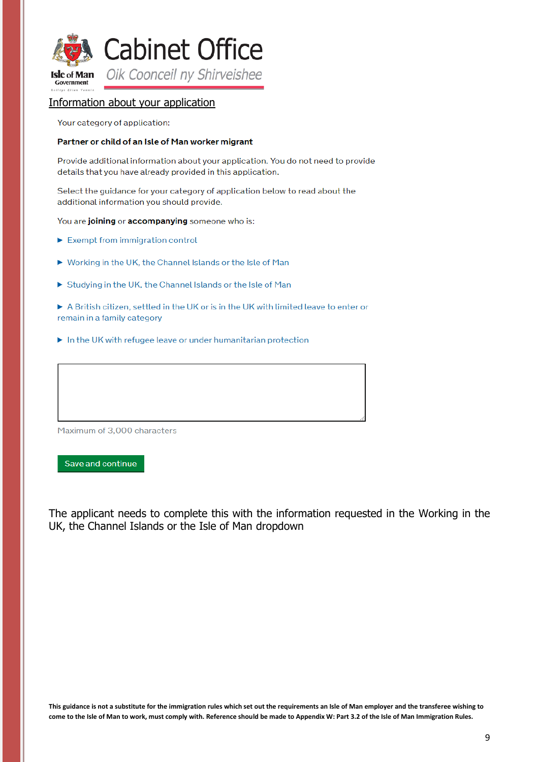Cabinet Office

Oik Coonceil ny Shirveishee

## Information about your application

Your category of application:

**Partner or child of an Isle of Man worker migrant**

Provide additional information about your application. You do not need to provide details that you have already provided in this application.

Select the guidance for your category of application below to read about the additional information you should provide.

You are **joining** or **accompanying** someone who is:

- ▶ Exempt from immigration control
- ▶ Working in the UK, the Channel Islands or the Isle of Man
- ▶ Studying in the UK, the Channel Islands or the Isle of Man
- ▶ A British citizen, settled in the UK or is in the UK with limited leave to enter or remain in a family category
- ▶ In the UK with refugee leave or under humanitarian protection

Maximum of 3,000 characters

Save and continue

The applicant needs to complete this with the information requested in the Working in the UK, the Channel Islands or the Isle of Man dropdown

**This guidance is not a substitute for the immigration rules which set out the requirements an Isle of Man employer and the transferee wishing to come to the Isle of Man to work, must comply with. Reference should be made to Appendix W: Part 3.2 of the Isle of Man Immigration Rules.**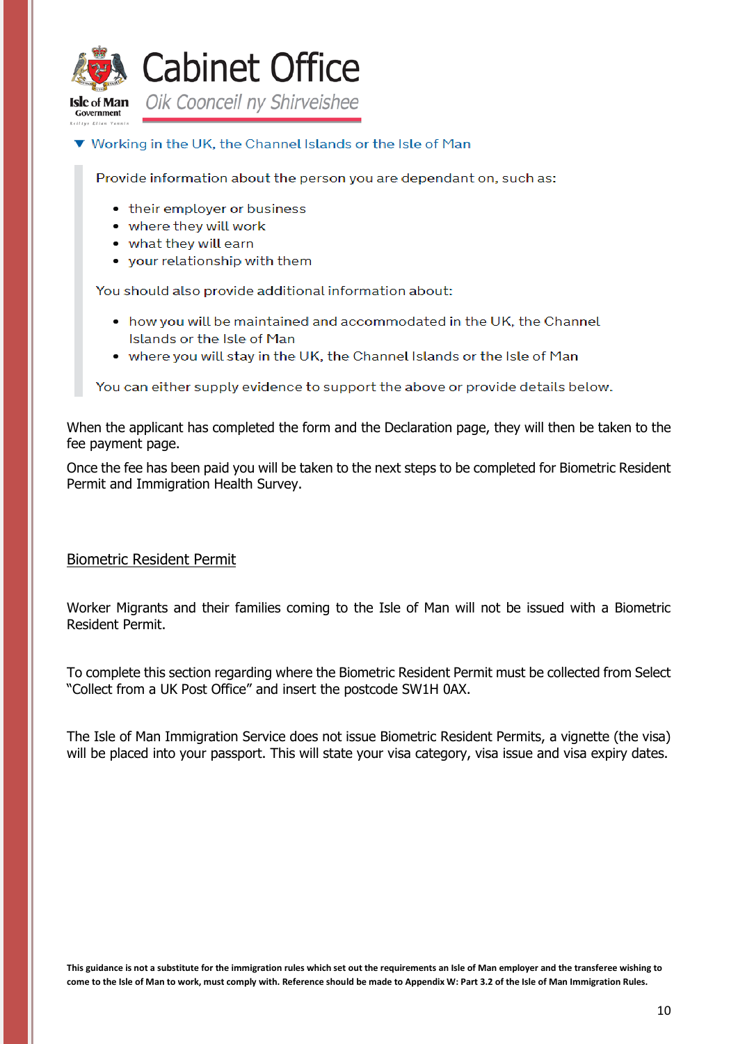▼ Working in the UK, the Channel Islands or the Isle of Man

> Provide information about the person you are dependant on, such as:
>
> - their employer or business
> - where they will work
> - what they will earn
> - your relationship with them
>
> You should also provide additional information about:
>
> - how you will be maintained and accommodated in the UK, the Channel Islands or the Isle of Man
> - where you will stay in the UK, the Channel Islands or the Isle of Man
>
> You can either supply evidence to support the above or provide details below.

When the applicant has completed the form and the Declaration page, they will then be taken to the fee payment page.

Once the fee has been paid you will be taken to the next steps to be completed for Biometric Resident Permit and Immigration Health Survey.

## Biometric Resident Permit

Worker Migrants and their families coming to the Isle of Man will not be issued with a Biometric Resident Permit.

To complete this section regarding where the Biometric Resident Permit must be collected from Select "Collect from a UK Post Office" and insert the postcode SW1H 0AX.

The Isle of Man Immigration Service does not issue Biometric Resident Permits, a vignette (the visa) will be placed into your passport. This will state your visa category, visa issue and visa expiry dates.

**This guidance is not a substitute for the immigration rules which set out the requirements an Isle of Man employer and the transferee wishing to come to the Isle of Man to work, must comply with. Reference should be made to Appendix W: Part 3.2 of the Isle of Man Immigration Rules.**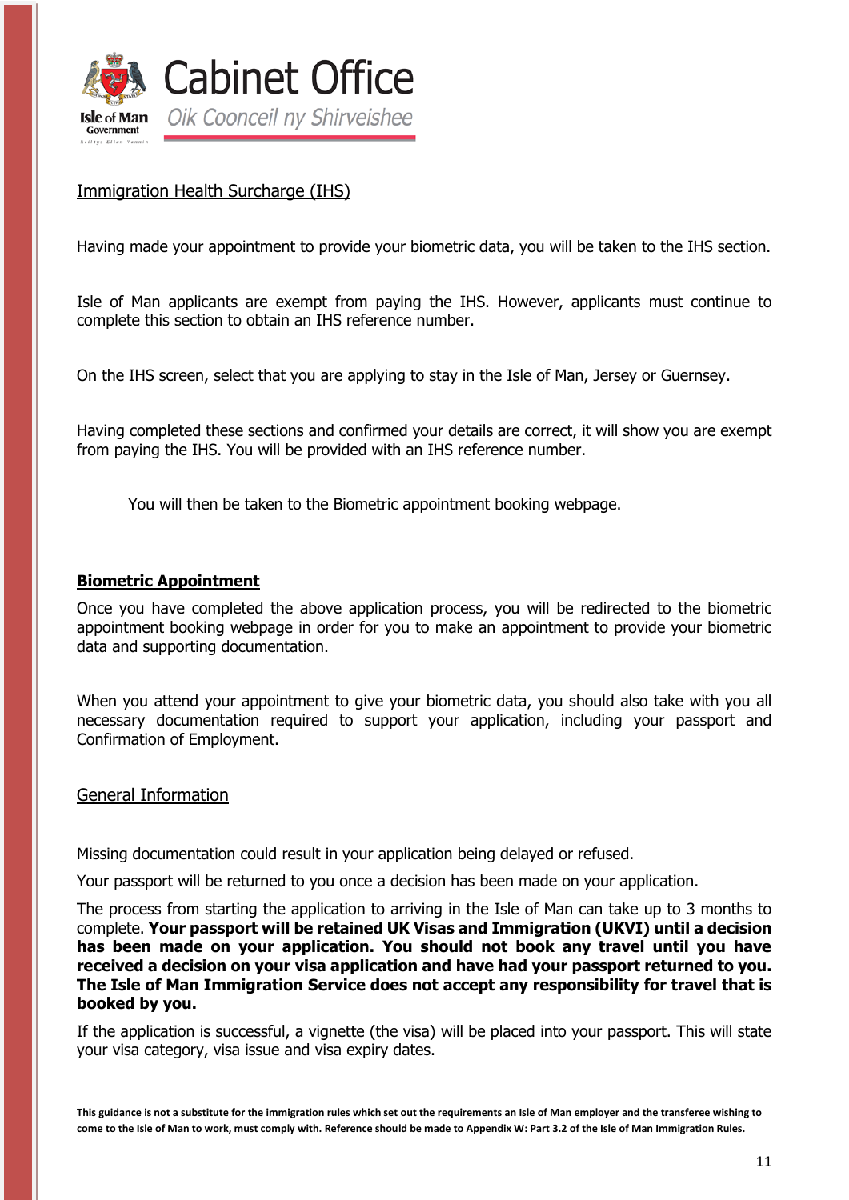## Immigration Health Surcharge (IHS)

Having made your appointment to provide your biometric data, you will be taken to the IHS section.

Isle of Man applicants are exempt from paying the IHS. However, applicants must continue to complete this section to obtain an IHS reference number.

On the IHS screen, select that you are applying to stay in the Isle of Man, Jersey or Guernsey.

Having completed these sections and confirmed your details are correct, it will show you are exempt from paying the IHS. You will be provided with an IHS reference number.

You will then be taken to the Biometric appointment booking webpage.

## Biometric Appointment

Once you have completed the above application process, you will be redirected to the biometric appointment booking webpage in order for you to make an appointment to provide your biometric data and supporting documentation.

When you attend your appointment to give your biometric data, you should also take with you all necessary documentation required to support your application, including your passport and Confirmation of Employment.

## General Information

Missing documentation could result in your application being delayed or refused.

Your passport will be returned to you once a decision has been made on your application.

The process from starting the application to arriving in the Isle of Man can take up to 3 months to complete. **Your passport will be retained UK Visas and Immigration (UKVI) until a decision has been made on your application. You should not book any travel until you have received a decision on your visa application and have had your passport returned to you. The Isle of Man Immigration Service does not accept any responsibility for travel that is booked by you.**

If the application is successful, a vignette (the visa) will be placed into your passport. This will state your visa category, visa issue and visa expiry dates.

**This guidance is not a substitute for the immigration rules which set out the requirements an Isle of Man employer and the transferee wishing to come to the Isle of Man to work, must comply with. Reference should be made to Appendix W: Part 3.2 of the Isle of Man Immigration Rules.**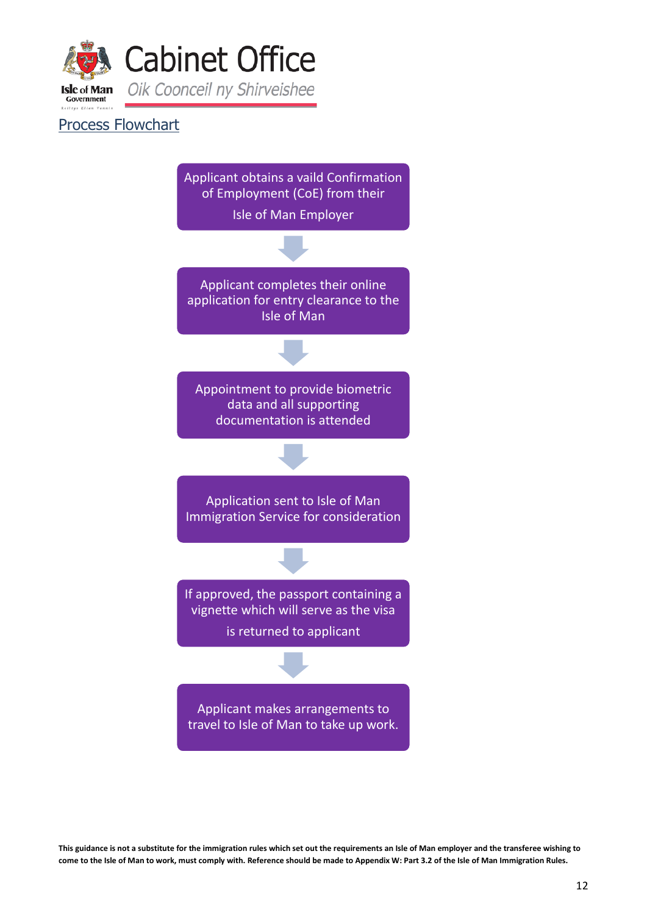## Process Flowchart

1. Applicant obtains a vaild Confirmation of Employment (CoE) from their Isle of Man Employer

↓

2. Applicant completes their online application for entry clearance to the Isle of Man

↓

3. Appointment to provide biometric data and all supporting documentation is attended

↓

4. Application sent to Isle of Man Immigration Service for consideration

↓

5. If approved, the passport containing a vignette which will serve as the visa is returned to applicant

↓

6. Applicant makes arrangements to travel to Isle of Man to take up work.

**This guidance is not a substitute for the immigration rules which set out the requirements an Isle of Man employer and the transferee wishing to come to the Isle of Man to work, must comply with. Reference should be made to Appendix W: Part 3.2 of the Isle of Man Immigration Rules.**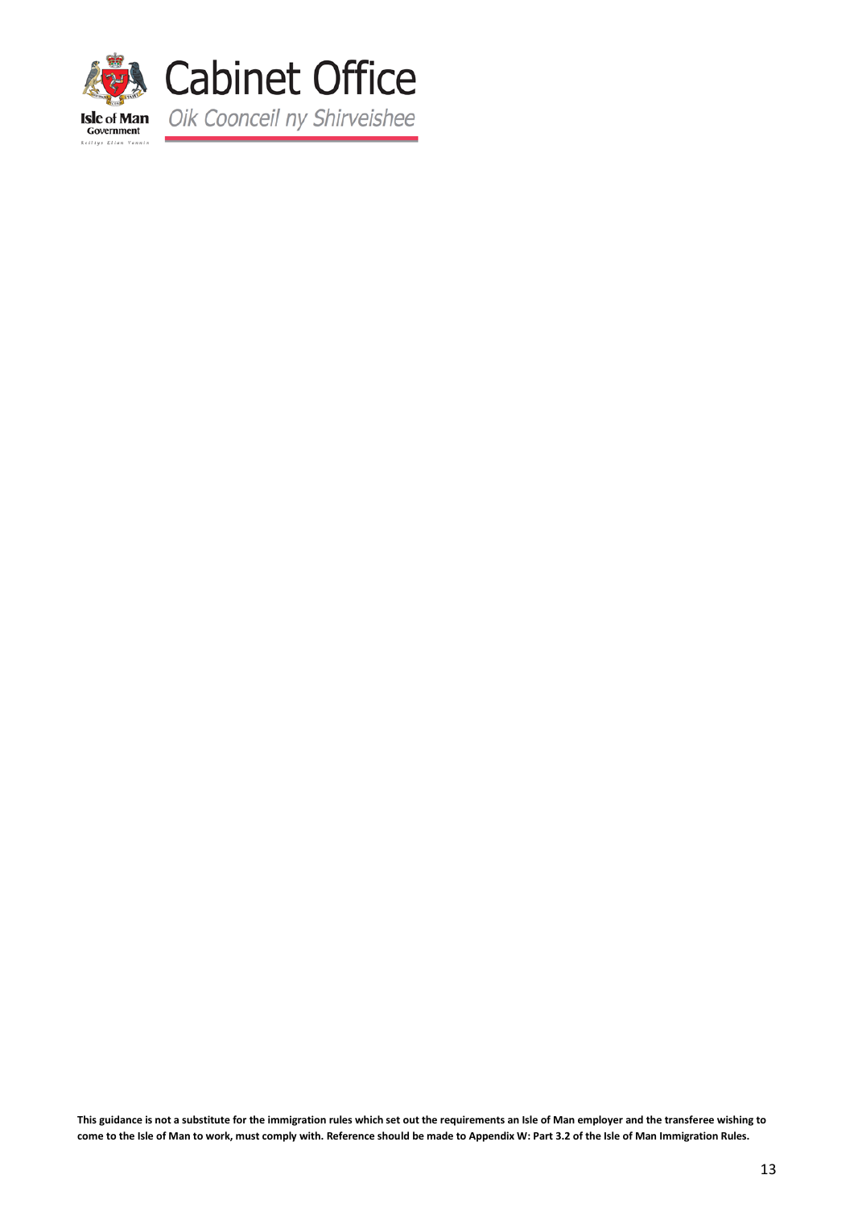**This guidance is not a substitute for the immigration rules which set out the requirements an Isle of Man employer and the transferee wishing to come to the Isle of Man to work, must comply with. Reference should be made to Appendix W: Part 3.2 of the Isle of Man Immigration Rules.**